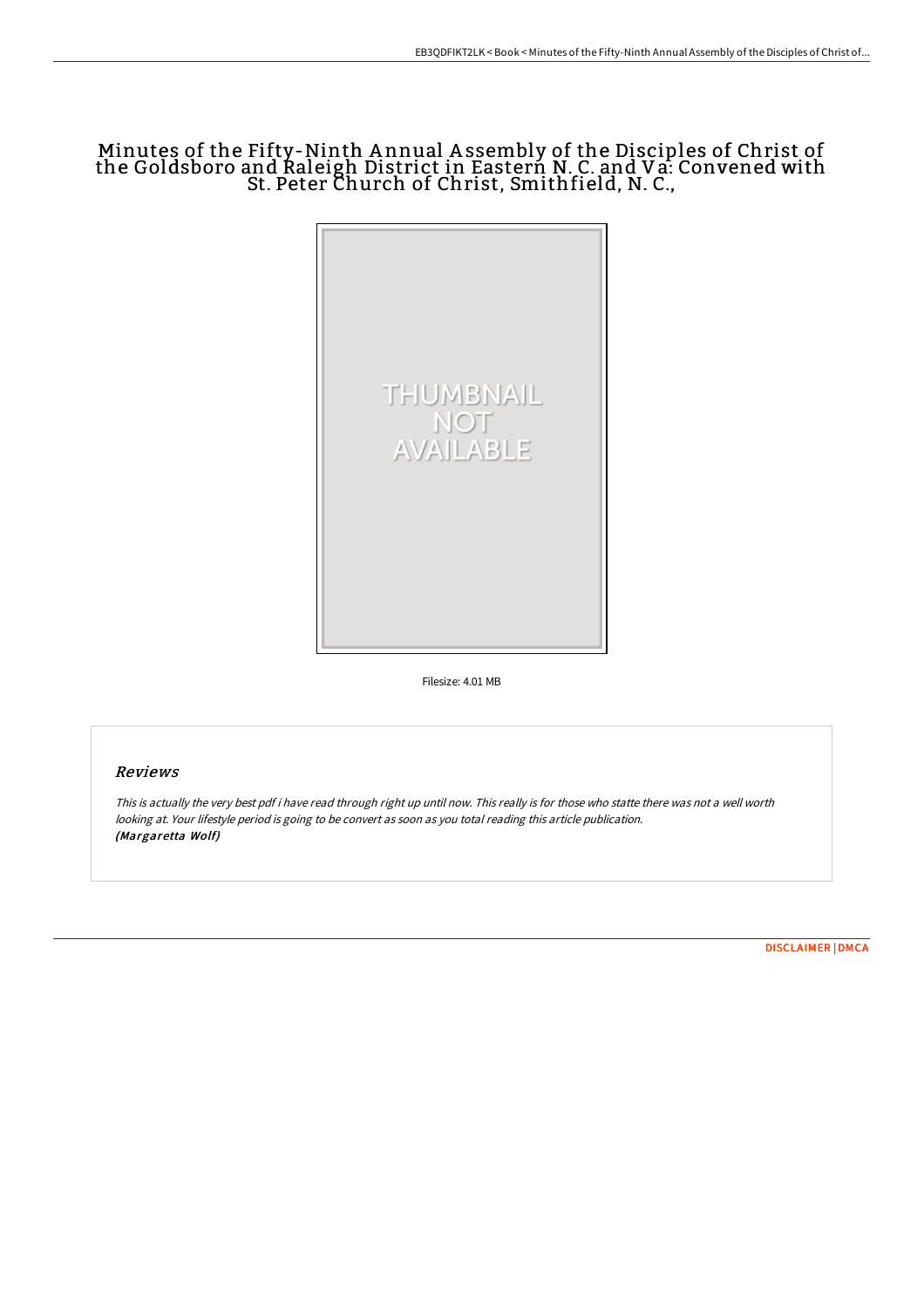# Minutes of the Fifty-Ninth Annual Assembly of the Disciples of Christ of the Goldsboro and Raleigh District in Eastern N. C. and Va: Convened with St. Peter Church of Christ, Smithfield, N. C.,

Filesize: 4.01 MB

## Reviews

*This is actually the very best pdf i have read through right up until now. This really is for those who statte there was not a well worth looking at. Your lifestyle period is going to be convert as soon as you total reading this article publication.*
***(Margaretta Wolf)***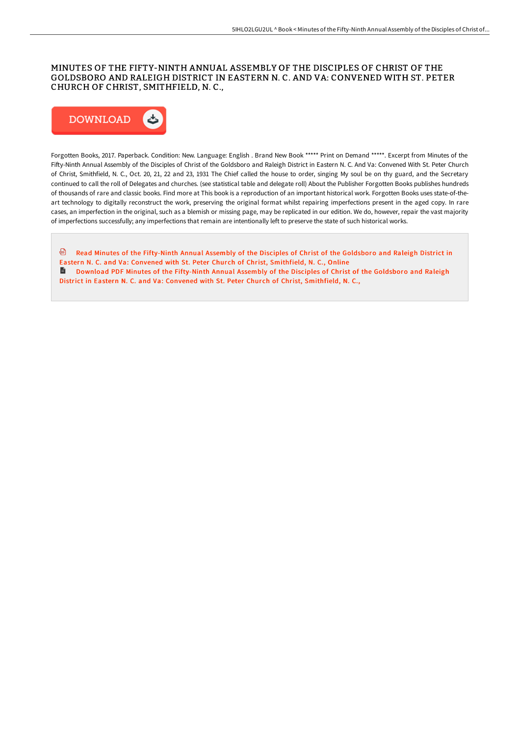## MINUTES OF THE FIFTY-NINTH ANNUAL ASSEMBLY OF THE DISCIPLES OF CHRIST OF THE GOLDSBORO AND RALEIGH DISTRICT IN EASTERN N. C. AND VA: CONVENED WITH ST. PETER CHURCH OF CHRIST, SMITHFIELD, N. C.,

DOWNLOAD

Forgotten Books, 2017. Paperback. Condition: New. Language: English . Brand New Book ***** Print on Demand *****. Excerpt from Minutes of the Fifty-Ninth Annual Assembly of the Disciples of Christ of the Goldsboro and Raleigh District in Eastern N. C. And Va: Convened With St. Peter Church of Christ, Smithfield, N. C., Oct. 20, 21, 22 and 23, 1931 The Chief called the house to order, singing My soul be on thy guard, and the Secretary continued to call the roll of Delegates and churches. (see statistical table and delegate roll) About the Publisher Forgotten Books publishes hundreds of thousands of rare and classic books. Find more at This book is a reproduction of an important historical work. Forgotten Books uses state-of-the-art technology to digitally reconstruct the work, preserving the original format whilst repairing imperfections present in the aged copy. In rare cases, an imperfection in the original, such as a blemish or missing page, may be replicated in our edition. We do, however, repair the vast majority of imperfections successfully; any imperfections that remain are intentionally left to preserve the state of such historical works.

Read Minutes of the Fifty-Ninth Annual Assembly of the Disciples of Christ of the Goldsboro and Raleigh District in Eastern N. C. and Va: Convened with St. Peter Church of Christ, Smithfield, N. C., Online

Download PDF Minutes of the Fifty-Ninth Annual Assembly of the Disciples of Christ of the Goldsboro and Raleigh District in Eastern N. C. and Va: Convened with St. Peter Church of Christ, Smithfield, N. C.,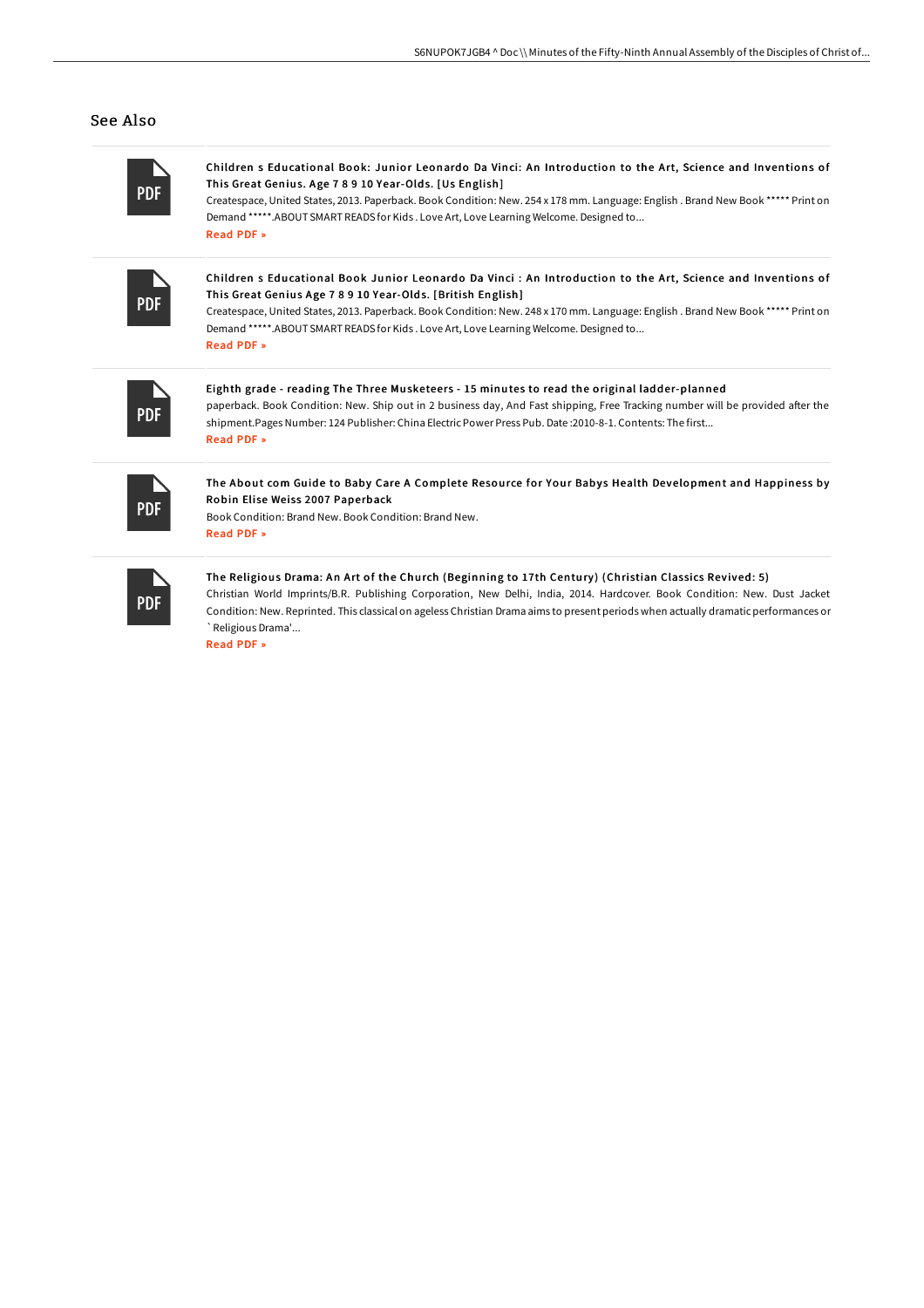## See Also

**Children s Educational Book: Junior Leonardo Da Vinci: An Introduction to the Art, Science and Inventions of This Great Genius. Age 7 8 9 10 Year-Olds. [Us English]**

Createspace, United States, 2013. Paperback. Book Condition: New. 254 x 178 mm. Language: English . Brand New Book ***** Print on Demand *****.ABOUT SMART READS for Kids . Love Art, Love Learning Welcome. Designed to...

Read PDF »

**Children s Educational Book Junior Leonardo Da Vinci : An Introduction to the Art, Science and Inventions of This Great Genius Age 7 8 9 10 Year-Olds. [British English]**

Createspace, United States, 2013. Paperback. Book Condition: New. 248 x 170 mm. Language: English . Brand New Book ***** Print on Demand *****.ABOUT SMART READS for Kids . Love Art, Love Learning Welcome. Designed to...

Read PDF »

**Eighth grade - reading The Three Musketeers - 15 minutes to read the original ladder-planned**

paperback. Book Condition: New. Ship out in 2 business day, And Fast shipping, Free Tracking number will be provided after the shipment.Pages Number: 124 Publisher: China Electric Power Press Pub. Date :2010-8-1. Contents: The first...

Read PDF »

**The About com Guide to Baby Care A Complete Resource for Your Babys Health Development and Happiness by Robin Elise Weiss 2007 Paperback**

Book Condition: Brand New. Book Condition: Brand New.

Read PDF »

**The Religious Drama: An Art of the Church (Beginning to 17th Century) (Christian Classics Revived: 5)**

Christian World Imprints/B.R. Publishing Corporation, New Delhi, India, 2014. Hardcover. Book Condition: New. Dust Jacket Condition: New. Reprinted. This classical on ageless Christian Drama aims to present periods when actually dramatic performances or `Religious Drama'...

Read PDF »